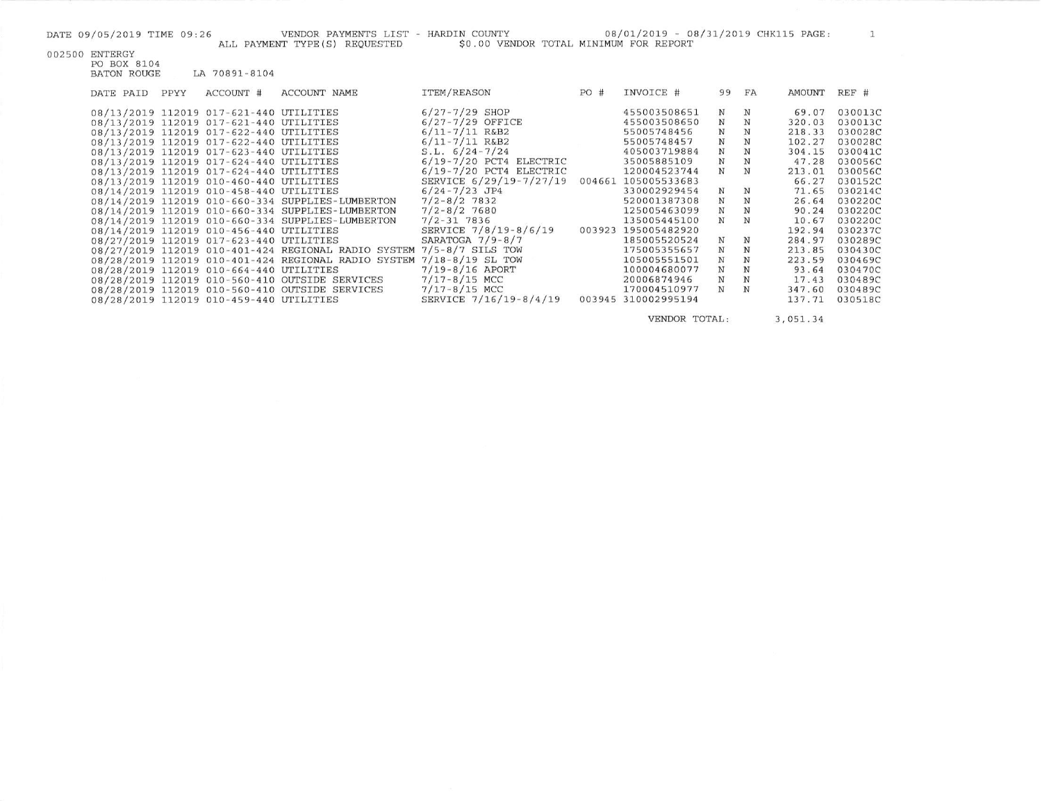DATE 09/05/2019 TIME 09:26 VENDOR PAYMENTS LIST - HARDIN COUNTY 08/01/2019 - 08/31/2019 CHK115 PAGE: 1

ALL PAYMENT TYPE(S) REQUESTED $0.00 VENDOR TOTAL MINIMUM FOR REPORT

002500 ENTERGY
PO BOX 8104
BATON ROUGE LA 70891-8104

| DATE PAID | PPYY | ACCOUNT # | ACCOUNT NAME | ITEM/REASON | PO # | INVOICE # | 99 | FA | AMOUNT | REF # |
|---|---|---|---|---|---|---|---|---|---|---|
| 08/13/2019 | 112019 | 017-621-440 | UTILITIES | 6/27-7/29 SHOP | | 455003508651 | N | N | 69.07 | 030013C |
| 08/13/2019 | 112019 | 017-621-440 | UTILITIES | 6/27-7/29 OFFICE | | 455003508650 | N | N | 320.03 | 030013C |
| 08/13/2019 | 112019 | 017-622-440 | UTILITIES | 6/11-7/11 R&B2 | | 55005748456 | N | N | 218.33 | 030028C |
| 08/13/2019 | 112019 | 017-622-440 | UTILITIES | 6/11-7/11 R&B2 | | 55005748457 | N | N | 102.27 | 030028C |
| 08/13/2019 | 112019 | 017-623-440 | UTILITIES | S.L. 6/24-7/24 | | 405003719884 | N | N | 304.15 | 030041C |
| 08/13/2019 | 112019 | 017-624-440 | UTILITIES | 6/19-7/20 PCT4 ELECTRIC | | 35005885109 | N | N | 47.28 | 030056C |
| 08/13/2019 | 112019 | 017-624-440 | UTILITIES | 6/19-7/20 PCT4 ELECTRIC | | 120004523744 | N | N | 213.01 | 030056C |
| 08/13/2019 | 112019 | 010-460-440 | UTILITIES | SERVICE 6/29/19-7/27/19 | 004661 | 105005533683 | | | 66.27 | 030152C |
| 08/14/2019 | 112019 | 010-458-440 | UTILITIES | 6/24-7/23 JP4 | | 330002929454 | N | N | 71.65 | 030214C |
| 08/14/2019 | 112019 | 010-660-334 | SUPPLIES-LUMBERTON | 7/2-8/2 7832 | | 520001387308 | N | N | 26.64 | 030220C |
| 08/14/2019 | 112019 | 010-660-334 | SUPPLIES-LUMBERTON | 7/2-8/2 7680 | | 125005463099 | N | N | 90.24 | 030220C |
| 08/14/2019 | 112019 | 010-660-334 | SUPPLIES-LUMBERTON | 7/2-31 7836 | | 135005445100 | N | N | 10.67 | 030220C |
| 08/14/2019 | 112019 | 010-456-440 | UTILITIES | SERVICE 7/8/19-8/6/19 | 003923 | 195005482920 | | | 192.94 | 030237C |
| 08/27/2019 | 112019 | 017-623-440 | UTILITIES | SARATOGA 7/9-8/7 | | 185005520524 | N | N | 284.97 | 030289C |
| 08/27/2019 | 112019 | 010-401-424 | REGIONAL RADIO SYSTEM | 7/5-8/7 SILS TOW | | 175005355657 | N | N | 213.85 | 030430C |
| 08/28/2019 | 112019 | 010-401-424 | REGIONAL RADIO SYSTEM | 7/18-8/19 SL TOW | | 105005551501 | N | N | 223.59 | 030469C |
| 08/28/2019 | 112019 | 010-664-440 | UTILITIES | 7/19-8/16 APORT | | 100004680077 | N | N | 93.64 | 030470C |
| 08/28/2019 | 112019 | 010-560-410 | OUTSIDE SERVICES | 7/17-8/15 MCC | | 20006874946 | N | N | 17.43 | 030489C |
| 08/28/2019 | 112019 | 010-560-410 | OUTSIDE SERVICES | 7/17-8/15 MCC | | 170004510977 | N | N | 347.60 | 030489C |
| 08/28/2019 | 112019 | 010-459-440 | UTILITIES | SERVICE 7/16/19-8/4/19 | 003945 | 310002995194 | | | 137.71 | 030518C |
| | | | | | | VENDOR TOTAL: | | | 3,051.34 | |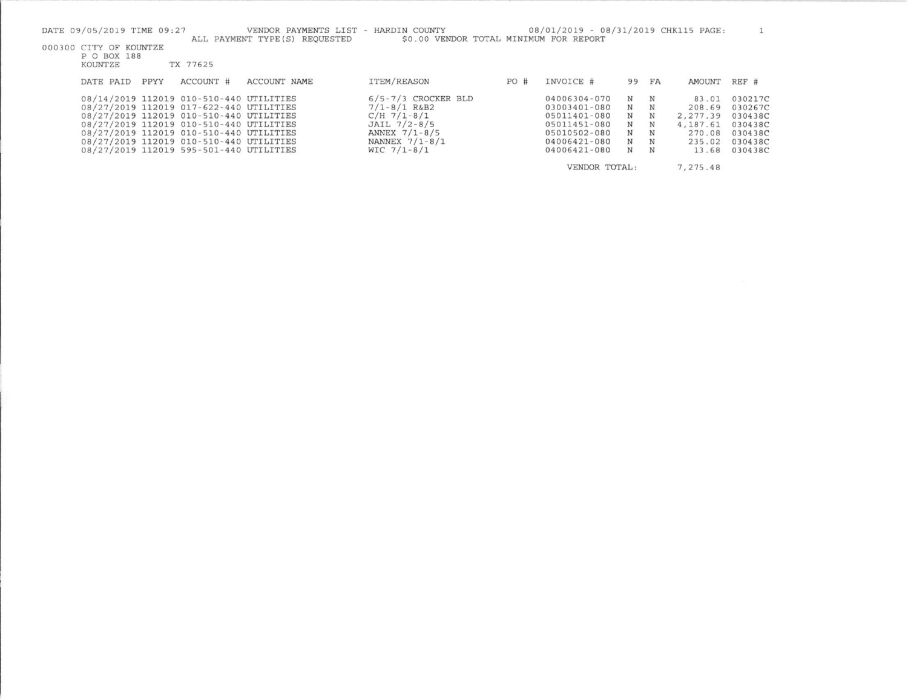DATE 09/05/2019 TIME 09:27 VENDOR PAYMENTS LIST - HARDIN COUNTY 08/01/2019 - 08/31/2019 CHK115 PAGE: 1

ALL PAYMENT TYPE(S) REQUESTED $0.00 VENDOR TOTAL MINIMUM FOR REPORT

000300 CITY OF KOUNTZE
P O BOX 188
KOUNTZE TX 77625

| DATE PAID | PPYY | ACCOUNT # | ACCOUNT NAME | ITEM/REASON | PO # | INVOICE # | 99 | FA | AMOUNT | REF # |
|---|---|---|---|---|---|---|---|---|---|---|
| 08/14/2019 | 112019 | 010-510-440 | UTILITIES | 6/5-7/3 CROCKER BLD | | 04006304-070 | N | N | 83.01 | 030217C |
| 08/27/2019 | 112019 | 017-622-440 | UTILITIES | 7/1-8/1 R&B2 | | 03003401-080 | N | N | 208.69 | 030267C |
| 08/27/2019 | 112019 | 010-510-440 | UTILITIES | C/H 7/1-8/1 | | 05011401-080 | N | N | 2,277.39 | 030438C |
| 08/27/2019 | 112019 | 010-510-440 | UTILITIES | JAIL 7/2-8/5 | | 05011451-080 | N | N | 4,187.61 | 030438C |
| 08/27/2019 | 112019 | 010-510-440 | UTILITIES | ANNEX 7/1-8/5 | | 05010502-080 | N | N | 270.08 | 030438C |
| 08/27/2019 | 112019 | 010-510-440 | UTILITIES | NANNEX 7/1-8/1 | | 04006421-080 | N | N | 235.02 | 030438C |
| 08/27/2019 | 112019 | 595-501-440 | UTILITIES | WIC 7/1-8/1 | | 04006421-080 | N | N | 13.68 | 030438C |
| | | | | | | VENDOR TOTAL: | | | 7,275.48 | |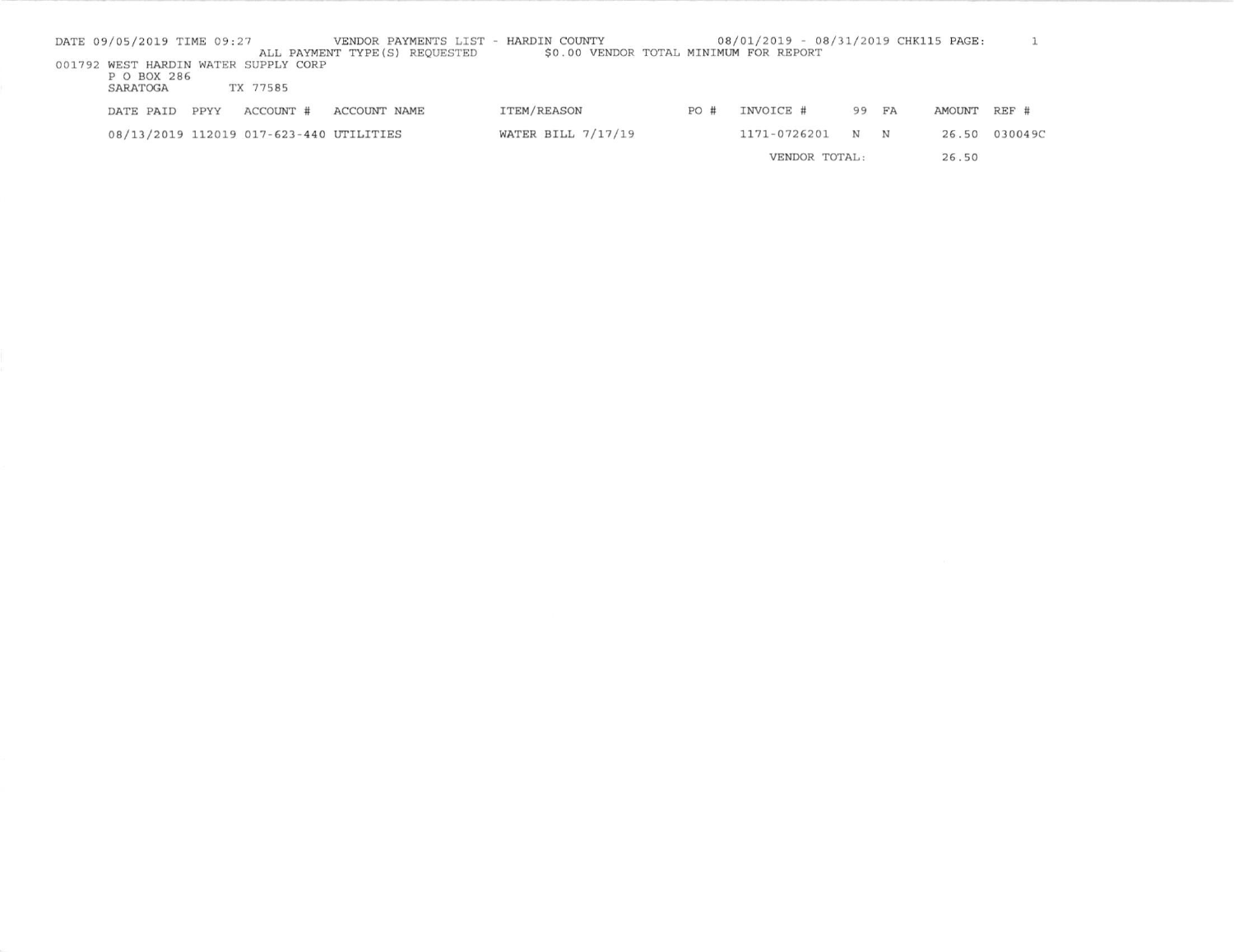DATE 09/05/2019 TIME 09:27 VENDOR PAYMENTS LIST - HARDIN COUNTY 08/01/2019 - 08/31/2019 CHK115 PAGE: 1

ALL PAYMENT TYPE(S) REQUESTED $0.00 VENDOR TOTAL MINIMUM FOR REPORT

001792 WEST HARDIN WATER SUPPLY CORP
P O BOX 286
SARATOGA TX 77585

| DATE PAID | PPYY | ACCOUNT # | ACCOUNT NAME | ITEM/REASON | PO # | INVOICE # | 99 | FA | AMOUNT | REF # |
|---|---|---|---|---|---|---|---|---|---|---|
| 08/13/2019 | 112019 | 017-623-440 | UTILITIES | WATER BILL 7/17/19 | | 1171-0726201 | N | N | 26.50 | 030049C |
| | | | | | | VENDOR TOTAL: | | | 26.50 | |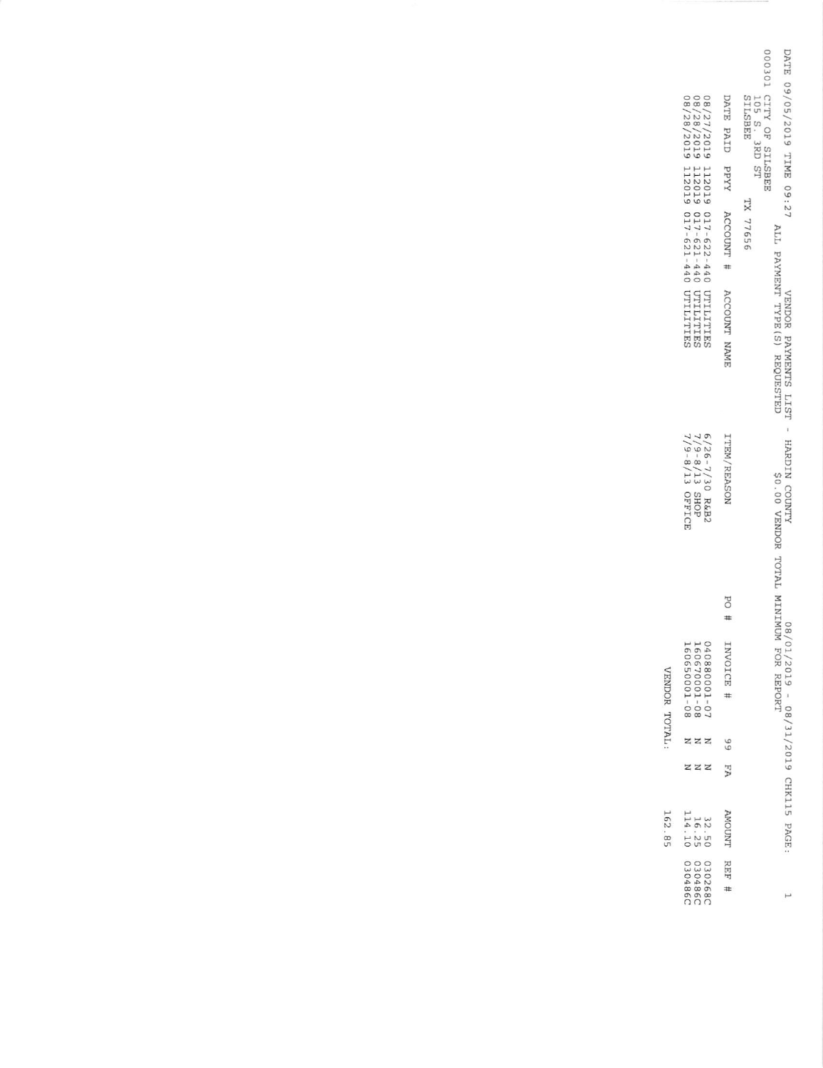DATE 09/05/2019 TIME 09:27 VENDOR PAYMENTS LIST - HARDIN COUNTY 08/01/2019 - 08/31/2019 CHK115 PAGE: 1

ALL PAYMENT TYPE(S) REQUESTED $0.00 VENDOR TOTAL MINIMUM FOR REPORT

000301 CITY OF SILSBEE
105 S. 3RD ST
SILSBEE TX 77656

| DATE PAID | PPYY | ACCOUNT # | ACCOUNT NAME | ITEM/REASON | PO # | INVOICE # | 99 | FA | AMOUNT | REF # |
|---|---|---|---|---|---|---|---|---|---|---|
| 08/27/2019 | 112019 | 017-622-440 | UTILITIES | 6/26-7/30 R&B2 | | 040880001-07 | N | N | 32.50 | 030268C |
| 08/28/2019 | 112019 | 017-621-440 | UTILITIES | 7/9-8/13 SHOP | | 160670001-08 | N | N | 16.25 | 030486C |
| 08/28/2019 | 112019 | 017-621-440 | UTILITIES | 7/9-8/13 OFFICE | | 160650001-08 | N | N | 114.10 | 030486C |
| | | | | | | VENDOR TOTAL: | | | 162.85 | |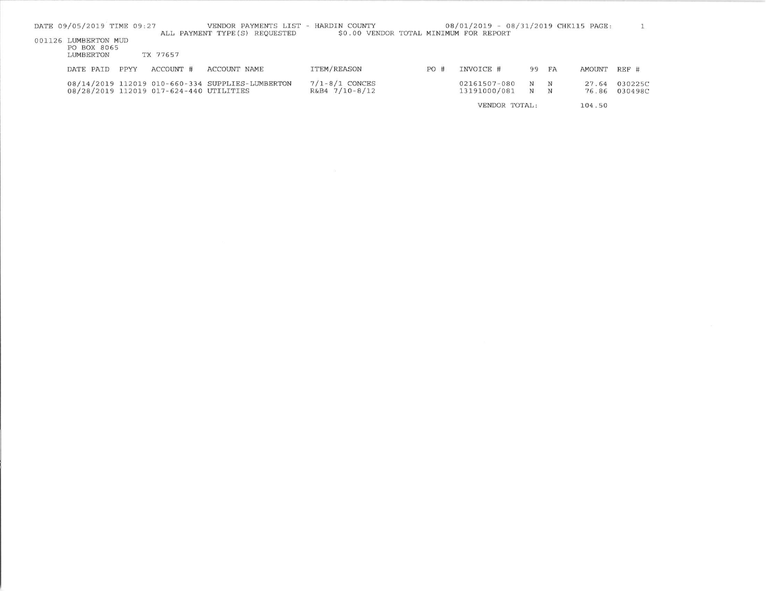DATE 09/05/2019 TIME 09:27 VENDOR PAYMENTS LIST - HARDIN COUNTY 08/01/2019 - 08/31/2019 CHK115 PAGE: 1

ALL PAYMENT TYPE(S) REQUESTED $0.00 VENDOR TOTAL MINIMUM FOR REPORT

001126 LUMBERTON MUD
PO BOX 8065
LUMBERTON TX 77657

| DATE PAID | PPYY | ACCOUNT # | ACCOUNT NAME | ITEM/REASON | PO # | INVOICE # | 99 | FA | AMOUNT | REF # |
|---|---|---|---|---|---|---|---|---|---|---|
| 08/14/2019 | 112019 | 010-660-334 | SUPPLIES-LUMBERTON | 7/1-8/1 CONCES | | 02161507-080 | N | N | 27.64 | 030225C |
| 08/28/2019 | 112019 | 017-624-440 | UTILITIES | R&B4 7/10-8/12 | | 13191000/081 | N | N | 76.86 | 030498C |
| | | | | | | VENDOR TOTAL: | | | 104.50 | |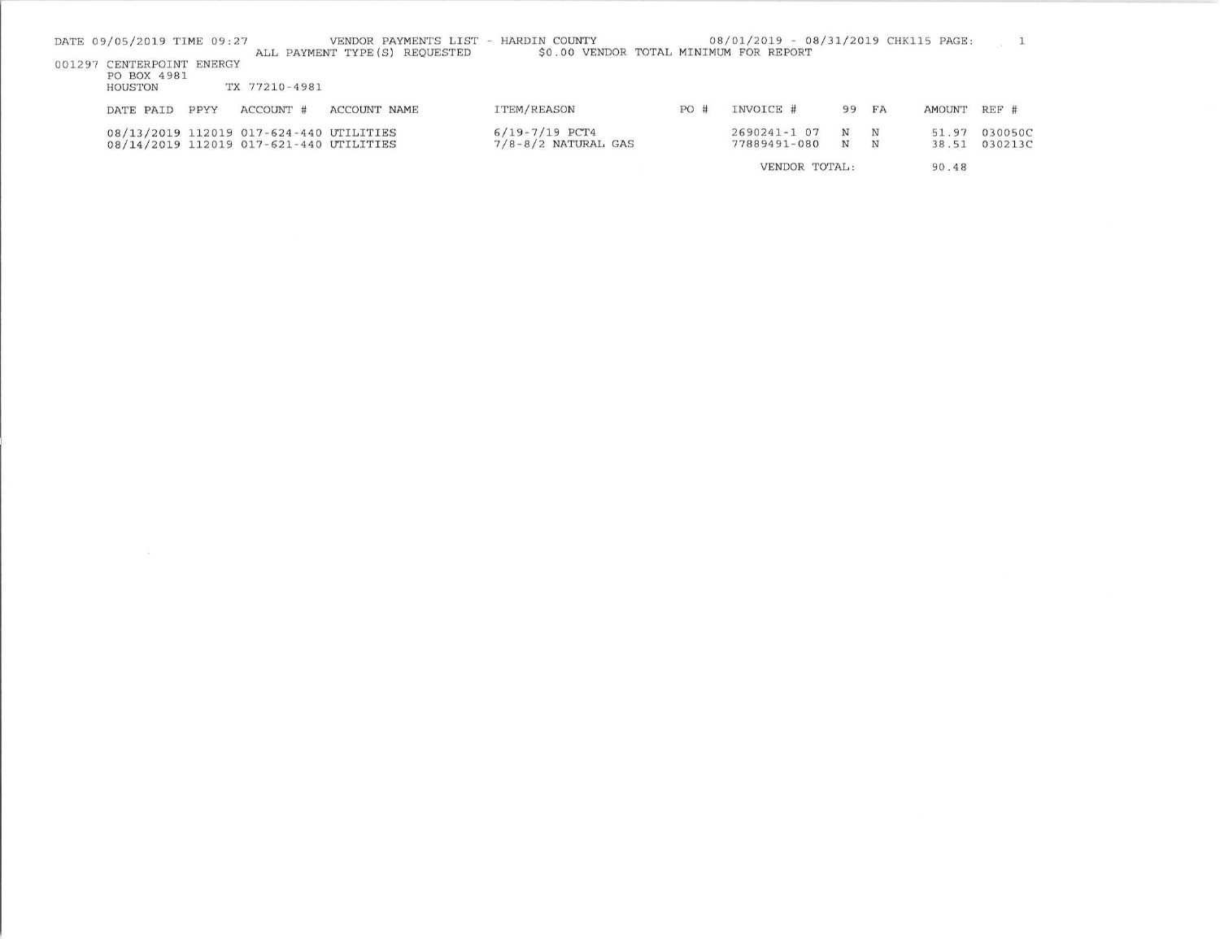DATE 09/05/2019 TIME 09:27 VENDOR PAYMENTS LIST - HARDIN COUNTY 08/01/2019 - 08/31/2019 CHK115 PAGE: 1

ALL PAYMENT TYPE(S) REQUESTED $0.00 VENDOR TOTAL MINIMUM FOR REPORT

001297 CENTERPOINT ENERGY
PO BOX 4981
HOUSTON TX 77210-4981

| DATE PAID | PPYY | ACCOUNT # | ACCOUNT NAME | ITEM/REASON | PO # | INVOICE # | 99 | FA | AMOUNT | REF # |
|---|---|---|---|---|---|---|---|---|---|---|
| 08/13/2019 | 112019 | 017-624-440 | UTILITIES | 6/19-7/19 PCT4 | | 2690241-1 07 | N | N | 51.97 | 030050C |
| 08/14/2019 | 112019 | 017-621-440 | UTILITIES | 7/8-8/2 NATURAL GAS | | 77889491-080 | N | N | 38.51 | 030213C |
| | | | | | | VENDOR TOTAL: | | | 90.48 | |